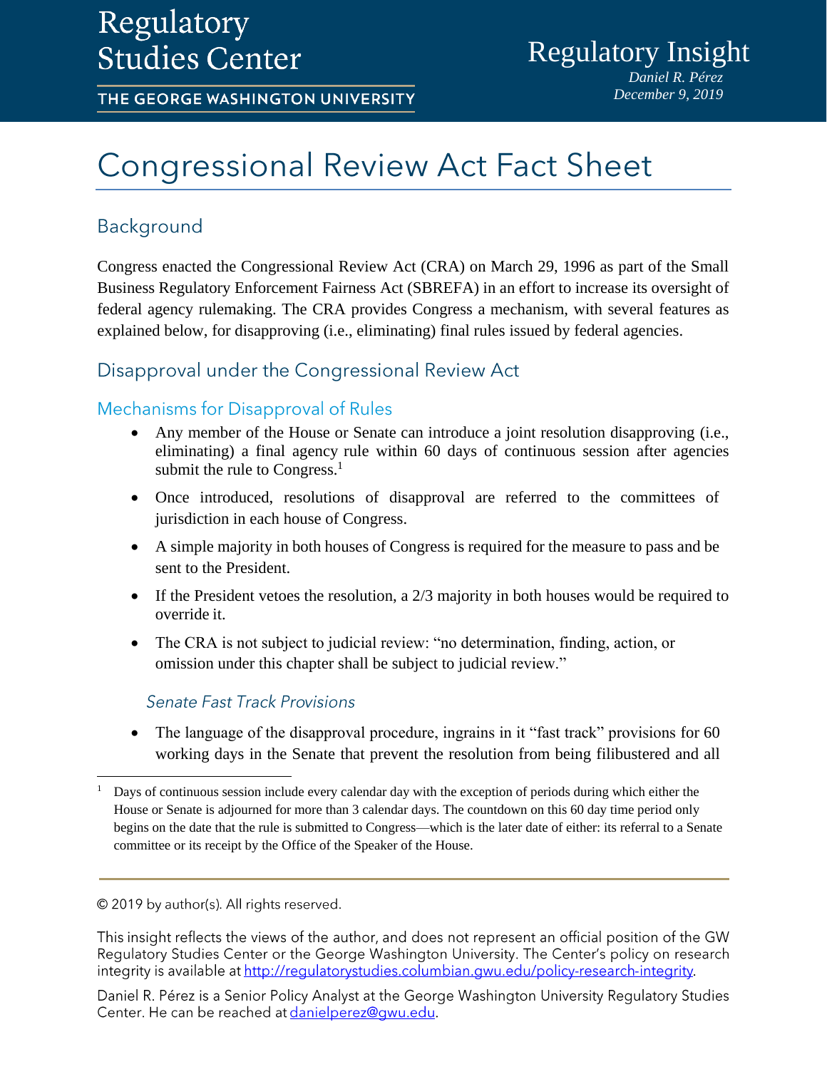Regulatory Studies Center

THE GEORGE WASHINGTON UNIVERSITY

Regulatory Insight

*Daniel R. Pérez*
*December 9, 2019*

# Congressional Review Act Fact Sheet

## Background

Congress enacted the Congressional Review Act (CRA) on March 29, 1996 as part of the Small Business Regulatory Enforcement Fairness Act (SBREFA) in an effort to increase its oversight of federal agency rulemaking. The CRA provides Congress a mechanism, with several features as explained below, for disapproving (i.e., eliminating) final rules issued by federal agencies.

## Disapproval under the Congressional Review Act

### Mechanisms for Disapproval of Rules

- Any member of the House or Senate can introduce a joint resolution disapproving (i.e., eliminating) a final agency rule within 60 days of continuous session after agencies submit the rule to Congress.[1]
- Once introduced, resolutions of disapproval are referred to the committees of jurisdiction in each house of Congress.
- A simple majority in both houses of Congress is required for the measure to pass and be sent to the President.
- If the President vetoes the resolution, a 2/3 majority in both houses would be required to override it.
- The CRA is not subject to judicial review: "no determination, finding, action, or omission under this chapter shall be subject to judicial review."

#### *Senate Fast Track Provisions*

- The language of the disapproval procedure, ingrains in it "fast track" provisions for 60 working days in the Senate that prevent the resolution from being filibustered and all

[1] Days of continuous session include every calendar day with the exception of periods during which either the House or Senate is adjourned for more than 3 calendar days. The countdown on this 60 day time period only begins on the date that the rule is submitted to Congress—which is the later date of either: its referral to a Senate committee or its receipt by the Office of the Speaker of the House.

© 2019 by author(s). All rights reserved.

This insight reflects the views of the author, and does not represent an official position of the GW Regulatory Studies Center or the George Washington University. The Center's policy on research integrity is available at http://regulatorystudies.columbian.gwu.edu/policy-research-integrity.

Daniel R. Pérez is a Senior Policy Analyst at the George Washington University Regulatory Studies Center. He can be reached at danielperez@gwu.edu.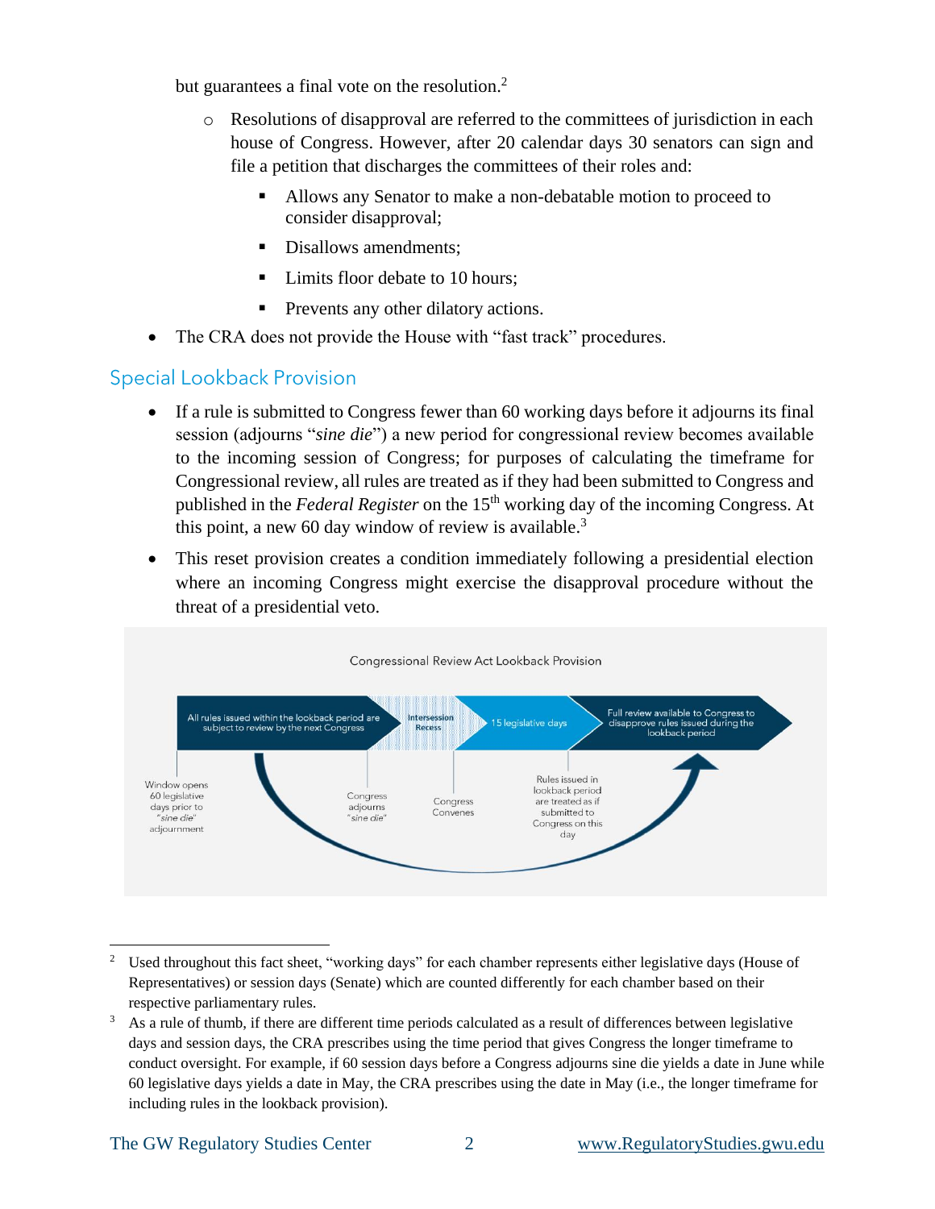but guarantees a final vote on the resolution.[2]

- Resolutions of disapproval are referred to the committees of jurisdiction in each house of Congress. However, after 20 calendar days 30 senators can sign and file a petition that discharges the committees of their roles and:
  - Allows any Senator to make a non-debatable motion to proceed to consider disapproval;
  - Disallows amendments;
  - Limits floor debate to 10 hours;
  - Prevents any other dilatory actions.

- The CRA does not provide the House with "fast track" procedures.

## Special Lookback Provision

- If a rule is submitted to Congress fewer than 60 working days before it adjourns its final session (adjourns "*sine die*") a new period for congressional review becomes available to the incoming session of Congress; for purposes of calculating the timeframe for Congressional review, all rules are treated as if they had been submitted to Congress and published in the *Federal Register* on the 15th working day of the incoming Congress. At this point, a new 60 day window of review is available.[3]
- This reset provision creates a condition immediately following a presidential election where an incoming Congress might exercise the disapproval procedure without the threat of a presidential veto.

Congressional Review Act Lookback Provision

All rules issued within the lookback period are subject to review by the next Congress → Intersession Recess → 15 legislative days → Full review available to Congress to disapprove rules issued during the lookback period

Window opens 60 legislative days prior to "*sine die*" adjournment

Congress adjourns "*sine die*"

Congress Convenes

Rules issued in lookback period are treated as if submitted to Congress on this day

---

[2] Used throughout this fact sheet, "working days" for each chamber represents either legislative days (House of Representatives) or session days (Senate) which are counted differently for each chamber based on their respective parliamentary rules.

[3] As a rule of thumb, if there are different time periods calculated as a result of differences between legislative days and session days, the CRA prescribes using the time period that gives Congress the longer timeframe to conduct oversight. For example, if 60 session days before a Congress adjourns sine die yields a date in June while 60 legislative days yields a date in May, the CRA prescribes using the date in May (i.e., the longer timeframe for including rules in the lookback provision).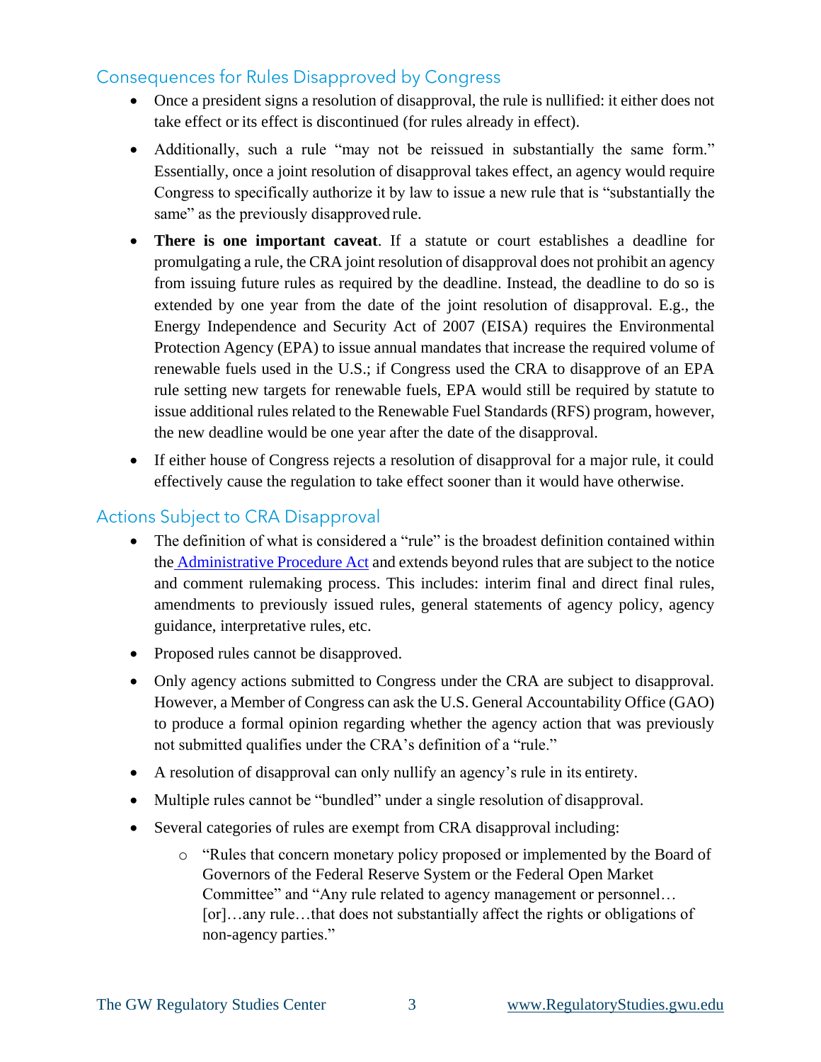## Consequences for Rules Disapproved by Congress

- Once a president signs a resolution of disapproval, the rule is nullified: it either does not take effect or its effect is discontinued (for rules already in effect).
- Additionally, such a rule "may not be reissued in substantially the same form." Essentially, once a joint resolution of disapproval takes effect, an agency would require Congress to specifically authorize it by law to issue a new rule that is "substantially the same" as the previously disapproved rule.
- **There is one important caveat**. If a statute or court establishes a deadline for promulgating a rule, the CRA joint resolution of disapproval does not prohibit an agency from issuing future rules as required by the deadline. Instead, the deadline to do so is extended by one year from the date of the joint resolution of disapproval. E.g., the Energy Independence and Security Act of 2007 (EISA) requires the Environmental Protection Agency (EPA) to issue annual mandates that increase the required volume of renewable fuels used in the U.S.; if Congress used the CRA to disapprove of an EPA rule setting new targets for renewable fuels, EPA would still be required by statute to issue additional rules related to the Renewable Fuel Standards (RFS) program, however, the new deadline would be one year after the date of the disapproval.
- If either house of Congress rejects a resolution of disapproval for a major rule, it could effectively cause the regulation to take effect sooner than it would have otherwise.

## Actions Subject to CRA Disapproval

- The definition of what is considered a "rule" is the broadest definition contained within the Administrative Procedure Act and extends beyond rules that are subject to the notice and comment rulemaking process. This includes: interim final and direct final rules, amendments to previously issued rules, general statements of agency policy, agency guidance, interpretative rules, etc.
- Proposed rules cannot be disapproved.
- Only agency actions submitted to Congress under the CRA are subject to disapproval. However, a Member of Congress can ask the U.S. General Accountability Office (GAO) to produce a formal opinion regarding whether the agency action that was previously not submitted qualifies under the CRA's definition of a "rule."
- A resolution of disapproval can only nullify an agency's rule in its entirety.
- Multiple rules cannot be "bundled" under a single resolution of disapproval.
- Several categories of rules are exempt from CRA disapproval including:
  - "Rules that concern monetary policy proposed or implemented by the Board of Governors of the Federal Reserve System or the Federal Open Market Committee" and "Any rule related to agency management or personnel… [or]…any rule…that does not substantially affect the rights or obligations of non-agency parties."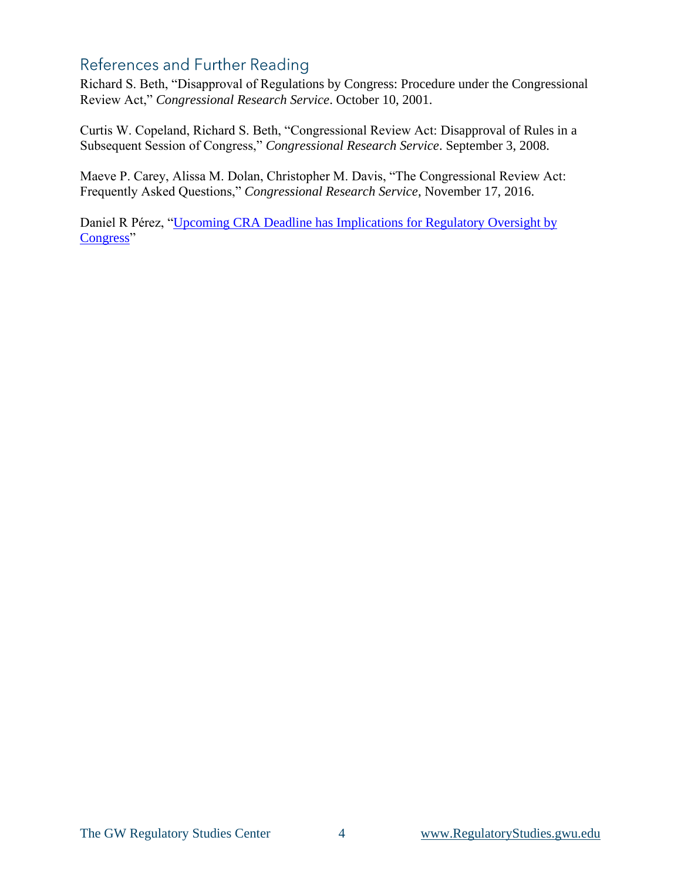## References and Further Reading

Richard S. Beth, "Disapproval of Regulations by Congress: Procedure under the Congressional Review Act," *Congressional Research Service*. October 10, 2001.

Curtis W. Copeland, Richard S. Beth, "Congressional Review Act: Disapproval of Rules in a Subsequent Session of Congress," *Congressional Research Service*. September 3, 2008.

Maeve P. Carey, Alissa M. Dolan, Christopher M. Davis, "The Congressional Review Act: Frequently Asked Questions," *Congressional Research Service*, November 17, 2016.

Daniel R Pérez, "Upcoming CRA Deadline has Implications for Regulatory Oversight by Congress"